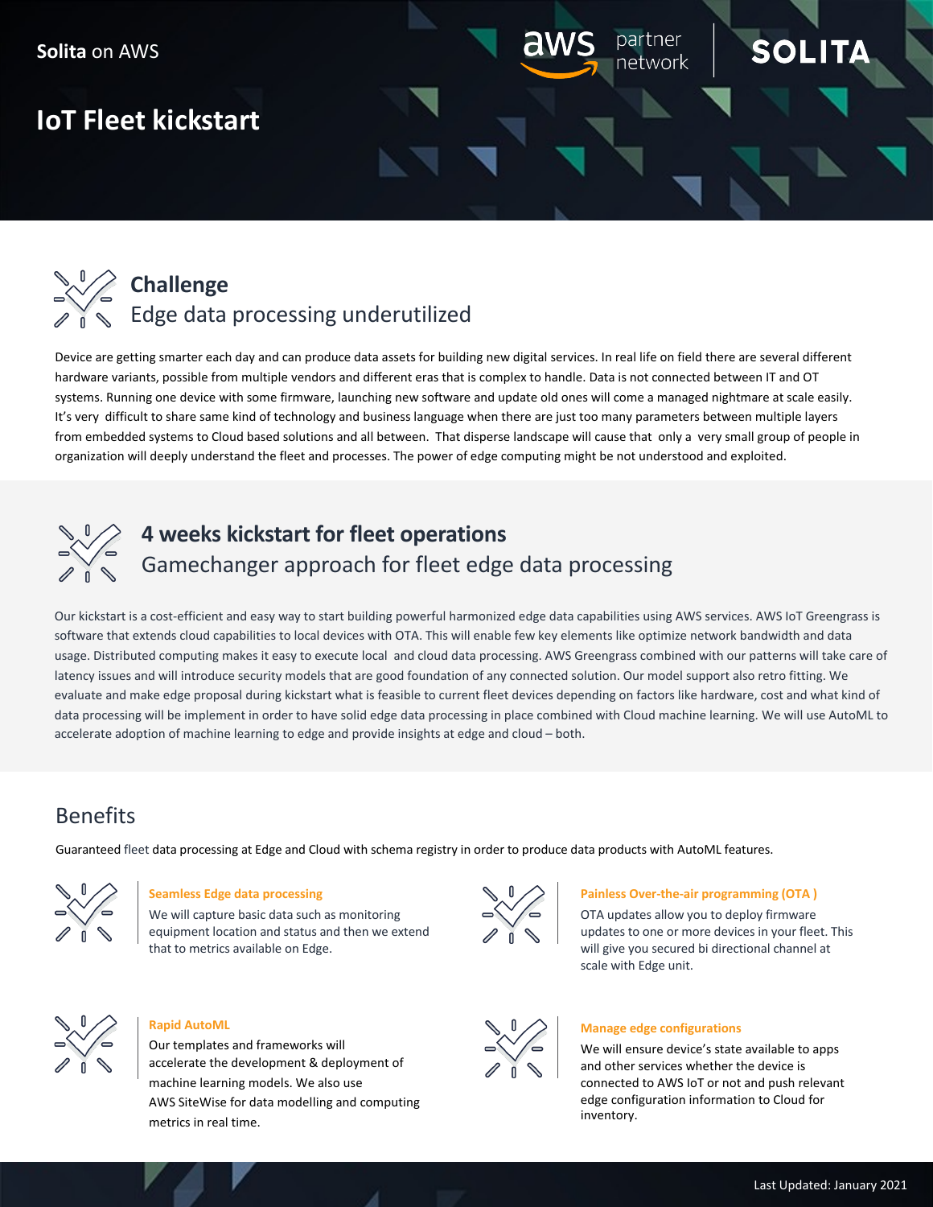**Solita** on AWS

# IoT Fleet kickstart

## Challenge
Edge data processing underutilized

Device are getting smarter each day and can produce data assets for building new digital services. In real life on field there are several different hardware variants, possible from multiple vendors and different eras that is complex to handle. Data is not connected between IT and OT systems. Running one device with some firmware, launching new software and update old ones will come a managed nightmare at scale easily. It's very difficult to share same kind of technology and business language when there are just too many parameters between multiple layers from embedded systems to Cloud based solutions and all between. That disperse landscape will cause that only a very small group of people in organization will deeply understand the fleet and processes. The power of edge computing might be not understood and exploited.

## 4 weeks kickstart for fleet operations
Gamechanger approach for fleet edge data processing

Our kickstart is a cost-efficient and easy way to start building powerful harmonized edge data capabilities using AWS services. AWS IoT Greengrass is software that extends cloud capabilities to local devices with OTA. This will enable few key elements like optimize network bandwidth and data usage. Distributed computing makes it easy to execute local and cloud data processing. AWS Greengrass combined with our patterns will take care of latency issues and will introduce security models that are good foundation of any connected solution. Our model support also retro fitting. We evaluate and make edge proposal during kickstart what is feasible to current fleet devices depending on factors like hardware, cost and what kind of data processing will be implement in order to have solid edge data processing in place combined with Cloud machine learning. We will use AutoML to accelerate adoption of machine learning to edge and provide insights at edge and cloud – both.

## Benefits

Guaranteed fleet data processing at Edge and Cloud with schema registry in order to produce data products with AutoML features.

**Seamless Edge data processing**
We will capture basic data such as monitoring equipment location and status and then we extend that to metrics available on Edge.

**Painless Over-the-air programming (OTA )**
OTA updates allow you to deploy firmware updates to one or more devices in your fleet. This will give you secured bi directional channel at scale with Edge unit.

**Rapid AutoML**
Our templates and frameworks will accelerate the development & deployment of machine learning models. We also use AWS SiteWise for data modelling and computing metrics in real time.

**Manage edge configurations**
We will ensure device's state available to apps and other services whether the device is connected to AWS IoT or not and push relevant edge configuration information to Cloud for inventory.

Last Updated: January 2021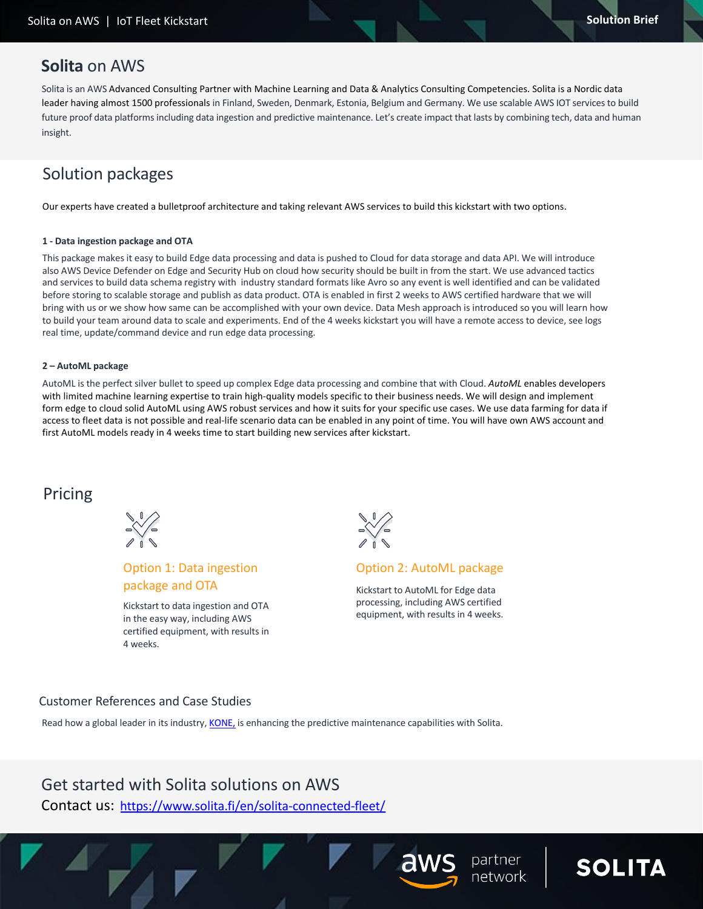## Solita on AWS

Solita is an AWS Advanced Consulting Partner with Machine Learning and Data & Analytics Consulting Competencies. Solita is a Nordic data leader having almost 1500 professionals in Finland, Sweden, Denmark, Estonia, Belgium and Germany. We use scalable AWS IOT services to build future proof data platforms including data ingestion and predictive maintenance. Let's create impact that lasts by combining tech, data and human insight.

## Solution packages

Our experts have created a bulletproof architecture and taking relevant AWS services to build this kickstart with two options.

### 1 - Data ingestion package and OTA

This package makes it easy to build Edge data processing and data is pushed to Cloud for data storage and data API. We will introduce also AWS Device Defender on Edge and Security Hub on cloud how security should be built in from the start. We use advanced tactics and services to build data schema registry with industry standard formats like Avro so any event is well identified and can be validated before storing to scalable storage and publish as data product. OTA is enabled in first 2 weeks to AWS certified hardware that we will bring with us or we show how same can be accomplished with your own device. Data Mesh approach is introduced so you will learn how to build your team around data to scale and experiments. End of the 4 weeks kickstart you will have a remote access to device, see logs real time, update/command device and run edge data processing.

### 2 – AutoML package

AutoML is the perfect silver bullet to speed up complex Edge data processing and combine that with Cloud. *AutoML* enables developers with limited machine learning expertise to train high-quality models specific to their business needs. We will design and implement form edge to cloud solid AutoML using AWS robust services and how it suits for your specific use cases. We use data farming for data if access to fleet data is not possible and real-life scenario data can be enabled in any point of time. You will have own AWS account and first AutoML models ready in 4 weeks time to start building new services after kickstart.

## Pricing

### Option 1: Data ingestion package and OTA

Kickstart to data ingestion and OTA in the easy way, including AWS certified equipment, with results in 4 weeks.

### Option 2: AutoML package

Kickstart to AutoML for Edge data processing, including AWS certified equipment, with results in 4 weeks.

## Customer References and Case Studies

Read how a global leader in its industry, [KONE,](#) is enhancing the predictive maintenance capabilities with Solita.

## Get started with Solita solutions on AWS

Contact us: https://www.solita.fi/en/solita-connected-fleet/